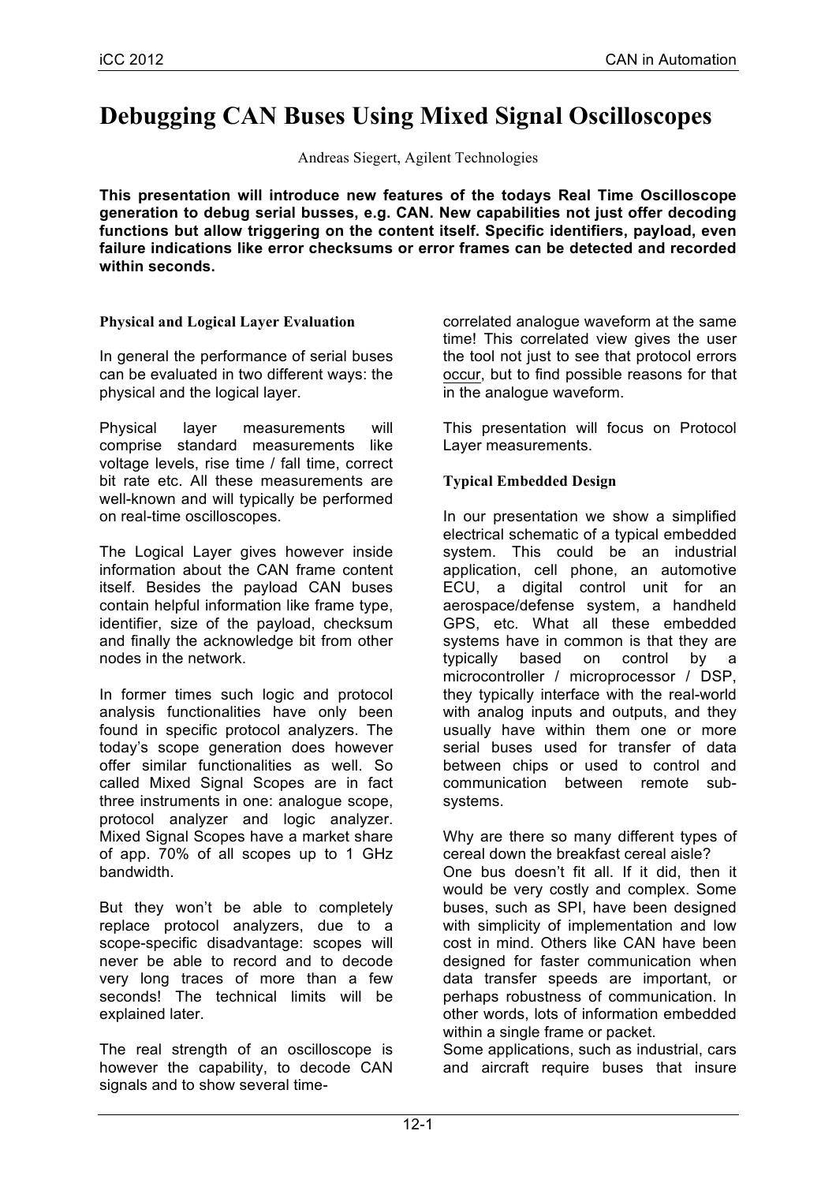# Debugging CAN Buses Using Mixed Signal Oscilloscopes

Andreas Siegert, Agilent Technologies

**This presentation will introduce new features of the todays Real Time Oscilloscope generation to debug serial busses, e.g. CAN. New capabilities not just offer decoding functions but allow triggering on the content itself. Specific identifiers, payload, even failure indications like error checksums or error frames can be detected and recorded within seconds.**

### Physical and Logical Layer Evaluation

In general the performance of serial buses can be evaluated in two different ways: the physical and the logical layer.

Physical layer measurements will comprise standard measurements like voltage levels, rise time / fall time, correct bit rate etc. All these measurements are well-known and will typically be performed on real-time oscilloscopes.

The Logical Layer gives however inside information about the CAN frame content itself. Besides the payload CAN buses contain helpful information like frame type, identifier, size of the payload, checksum and finally the acknowledge bit from other nodes in the network.

In former times such logic and protocol analysis functionalities have only been found in specific protocol analyzers. The today's scope generation does however offer similar functionalities as well. So called Mixed Signal Scopes are in fact three instruments in one: analogue scope, protocol analyzer and logic analyzer. Mixed Signal Scopes have a market share of app. 70% of all scopes up to 1 GHz bandwidth.

But they won't be able to completely replace protocol analyzers, due to a scope-specific disadvantage: scopes will never be able to record and to decode very long traces of more than a few seconds! The technical limits will be explained later.

The real strength of an oscilloscope is however the capability, to decode CAN signals and to show several time-correlated analogue waveform at the same time! This correlated view gives the user the tool not just to see that protocol errors occur, but to find possible reasons for that in the analogue waveform.

This presentation will focus on Protocol Layer measurements.

### Typical Embedded Design

In our presentation we show a simplified electrical schematic of a typical embedded system. This could be an industrial application, cell phone, an automotive ECU, a digital control unit for an aerospace/defense system, a handheld GPS, etc. What all these embedded systems have in common is that they are typically based on control by a microcontroller / microprocessor / DSP, they typically interface with the real-world with analog inputs and outputs, and they usually have within them one or more serial buses used for transfer of data between chips or used to control and communication between remote sub-systems.

Why are there so many different types of cereal down the breakfast cereal aisle?
One bus doesn't fit all. If it did, then it would be very costly and complex. Some buses, such as SPI, have been designed with simplicity of implementation and low cost in mind. Others like CAN have been designed for faster communication when data transfer speeds are important, or perhaps robustness of communication. In other words, lots of information embedded within a single frame or packet.
Some applications, such as industrial, cars and aircraft require buses that insure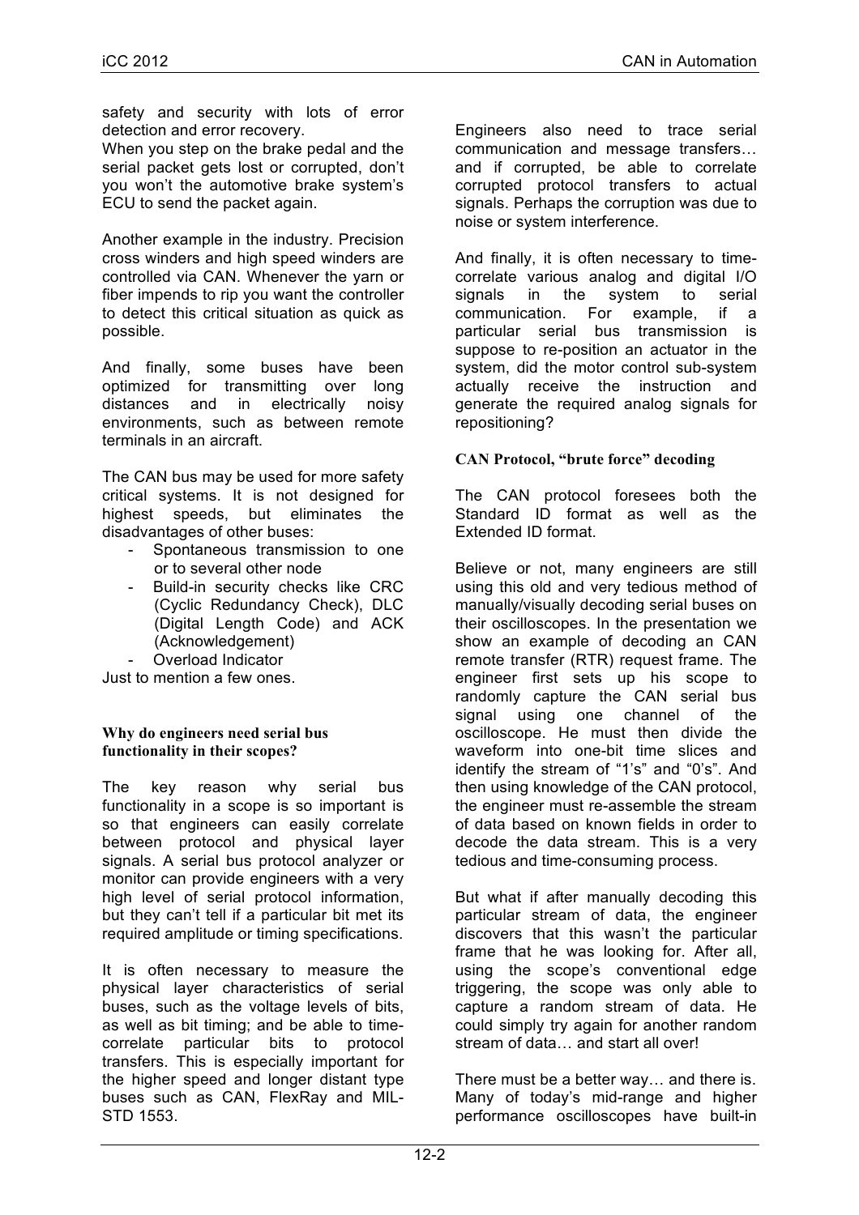safety and security with lots of error detection and error recovery.
When you step on the brake pedal and the serial packet gets lost or corrupted, don't you won't the automotive brake system's ECU to send the packet again.

Another example in the industry. Precision cross winders and high speed winders are controlled via CAN. Whenever the yarn or fiber impends to rip you want the controller to detect this critical situation as quick as possible.

And finally, some buses have been optimized for transmitting over long distances and in electrically noisy environments, such as between remote terminals in an aircraft.

The CAN bus may be used for more safety critical systems. It is not designed for highest speeds, but eliminates the disadvantages of other buses:

- Spontaneous transmission to one or to several other node
- Build-in security checks like CRC (Cyclic Redundancy Check), DLC (Digital Length Code) and ACK (Acknowledgement)
- Overload Indicator

Just to mention a few ones.

### Why do engineers need serial bus functionality in their scopes?

The key reason why serial bus functionality in a scope is so important is so that engineers can easily correlate between protocol and physical layer signals. A serial bus protocol analyzer or monitor can provide engineers with a very high level of serial protocol information, but they can't tell if a particular bit met its required amplitude or timing specifications.

It is often necessary to measure the physical layer characteristics of serial buses, such as the voltage levels of bits, as well as bit timing; and be able to time-correlate particular bits to protocol transfers. This is especially important for the higher speed and longer distant type buses such as CAN, FlexRay and MIL-STD 1553.

Engineers also need to trace serial communication and message transfers… and if corrupted, be able to correlate corrupted protocol transfers to actual signals. Perhaps the corruption was due to noise or system interference.

And finally, it is often necessary to time-correlate various analog and digital I/O signals in the system to serial communication. For example, if a particular serial bus transmission is suppose to re-position an actuator in the system, did the motor control sub-system actually receive the instruction and generate the required analog signals for repositioning?

### CAN Protocol, "brute force" decoding

The CAN protocol foresees both the Standard ID format as well as the Extended ID format.

Believe or not, many engineers are still using this old and very tedious method of manually/visually decoding serial buses on their oscilloscopes. In the presentation we show an example of decoding an CAN remote transfer (RTR) request frame. The engineer first sets up his scope to randomly capture the CAN serial bus signal using one channel of the oscilloscope. He must then divide the waveform into one-bit time slices and identify the stream of "1's" and "0's". And then using knowledge of the CAN protocol, the engineer must re-assemble the stream of data based on known fields in order to decode the data stream. This is a very tedious and time-consuming process.

But what if after manually decoding this particular stream of data, the engineer discovers that this wasn't the particular frame that he was looking for. After all, using the scope's conventional edge triggering, the scope was only able to capture a random stream of data. He could simply try again for another random stream of data… and start all over!

There must be a better way… and there is. Many of today's mid-range and higher performance oscilloscopes have built-in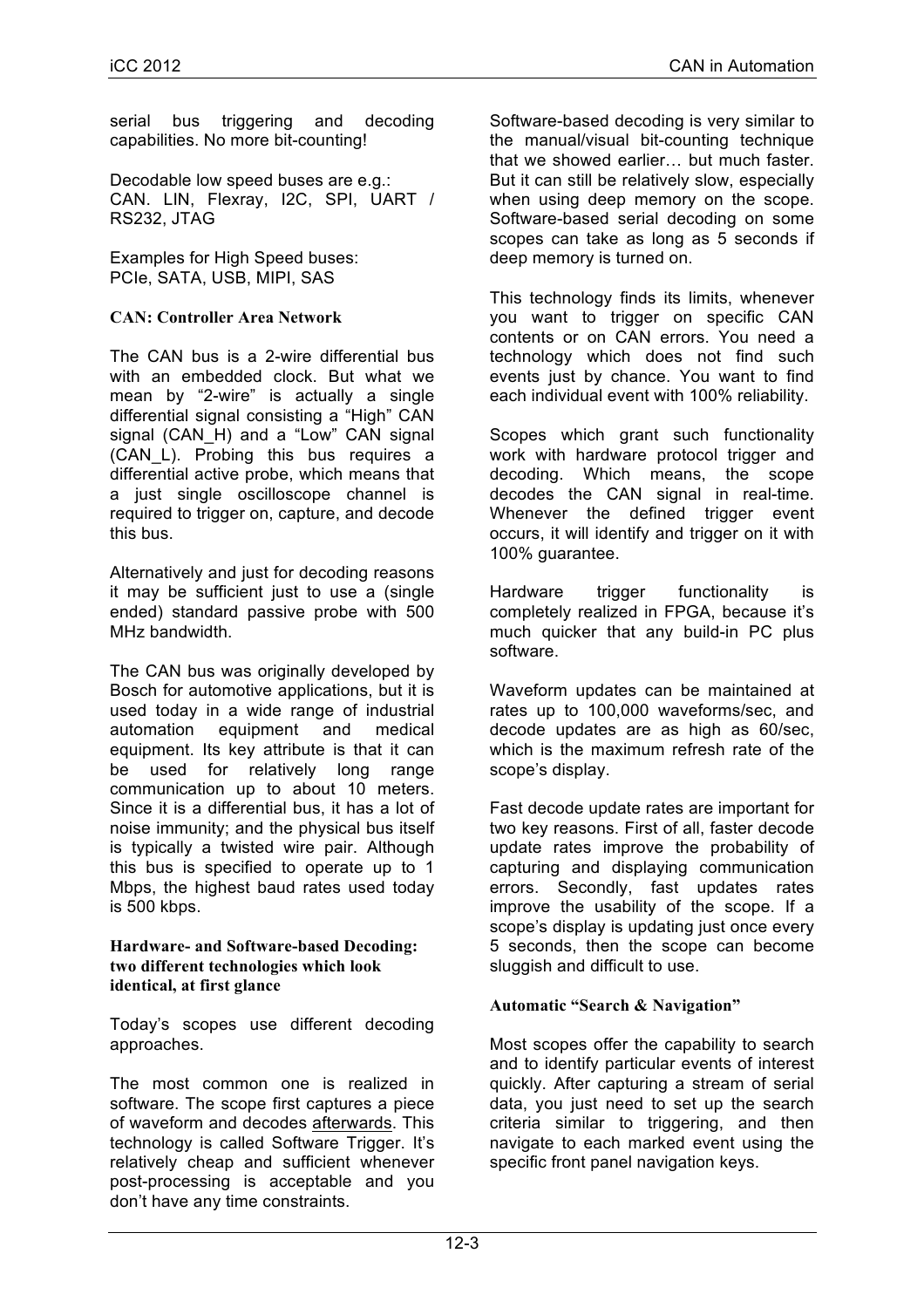serial bus triggering and decoding capabilities. No more bit-counting!

Decodable low speed buses are e.g.:
CAN. LIN, Flexray, I2C, SPI, UART / RS232, JTAG

Examples for High Speed buses:
PCIe, SATA, USB, MIPI, SAS

### CAN: Controller Area Network

The CAN bus is a 2-wire differential bus with an embedded clock. But what we mean by "2-wire" is actually a single differential signal consisting a "High" CAN signal (CAN_H) and a "Low" CAN signal (CAN_L). Probing this bus requires a differential active probe, which means that a just single oscilloscope channel is required to trigger on, capture, and decode this bus.

Alternatively and just for decoding reasons it may be sufficient just to use a (single ended) standard passive probe with 500 MHz bandwidth.

The CAN bus was originally developed by Bosch for automotive applications, but it is used today in a wide range of industrial automation equipment and medical equipment. Its key attribute is that it can be used for relatively long range communication up to about 10 meters. Since it is a differential bus, it has a lot of noise immunity; and the physical bus itself is typically a twisted wire pair. Although this bus is specified to operate up to 1 Mbps, the highest baud rates used today is 500 kbps.

### Hardware- and Software-based Decoding: two different technologies which look identical, at first glance

Today's scopes use different decoding approaches.

The most common one is realized in software. The scope first captures a piece of waveform and decodes afterwards. This technology is called Software Trigger. It's relatively cheap and sufficient whenever post-processing is acceptable and you don't have any time constraints.

Software-based decoding is very similar to the manual/visual bit-counting technique that we showed earlier… but much faster. But it can still be relatively slow, especially when using deep memory on the scope. Software-based serial decoding on some scopes can take as long as 5 seconds if deep memory is turned on.

This technology finds its limits, whenever you want to trigger on specific CAN contents or on CAN errors. You need a technology which does not find such events just by chance. You want to find each individual event with 100% reliability.

Scopes which grant such functionality work with hardware protocol trigger and decoding. Which means, the scope decodes the CAN signal in real-time. Whenever the defined trigger event occurs, it will identify and trigger on it with 100% guarantee.

Hardware trigger functionality is completely realized in FPGA, because it's much quicker that any build-in PC plus software.

Waveform updates can be maintained at rates up to 100,000 waveforms/sec, and decode updates are as high as 60/sec, which is the maximum refresh rate of the scope's display.

Fast decode update rates are important for two key reasons. First of all, faster decode update rates improve the probability of capturing and displaying communication errors. Secondly, fast updates rates improve the usability of the scope. If a scope's display is updating just once every 5 seconds, then the scope can become sluggish and difficult to use.

### Automatic "Search & Navigation"

Most scopes offer the capability to search and to identify particular events of interest quickly. After capturing a stream of serial data, you just need to set up the search criteria similar to triggering, and then navigate to each marked event using the specific front panel navigation keys.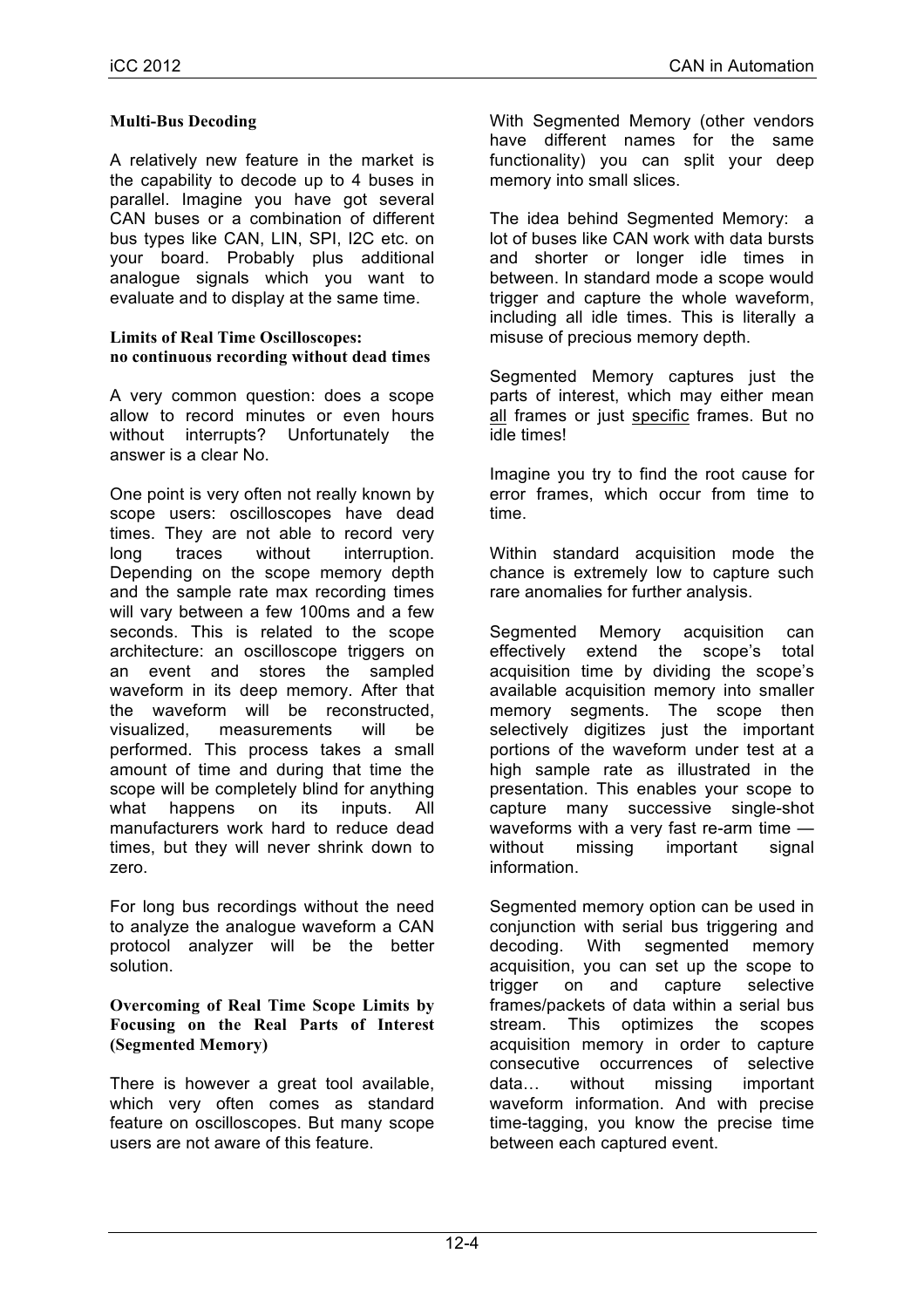### Multi-Bus Decoding

A relatively new feature in the market is the capability to decode up to 4 buses in parallel. Imagine you have got several CAN buses or a combination of different bus types like CAN, LIN, SPI, I2C etc. on your board. Probably plus additional analogue signals which you want to evaluate and to display at the same time.

### Limits of Real Time Oscilloscopes: no continuous recording without dead times

A very common question: does a scope allow to record minutes or even hours without interrupts? Unfortunately the answer is a clear No.

One point is very often not really known by scope users: oscilloscopes have dead times. They are not able to record very long traces without interruption. Depending on the scope memory depth and the sample rate max recording times will vary between a few 100ms and a few seconds. This is related to the scope architecture: an oscilloscope triggers on an event and stores the sampled waveform in its deep memory. After that the waveform will be reconstructed, visualized, measurements will be performed. This process takes a small amount of time and during that time the scope will be completely blind for anything what happens on its inputs. All manufacturers work hard to reduce dead times, but they will never shrink down to zero.

For long bus recordings without the need to analyze the analogue waveform a CAN protocol analyzer will be the better solution.

### Overcoming of Real Time Scope Limits by Focusing on the Real Parts of Interest (Segmented Memory)

There is however a great tool available, which very often comes as standard feature on oscilloscopes. But many scope users are not aware of this feature.

With Segmented Memory (other vendors have different names for the same functionality) you can split your deep memory into small slices.

The idea behind Segmented Memory: a lot of buses like CAN work with data bursts and shorter or longer idle times in between. In standard mode a scope would trigger and capture the whole waveform, including all idle times. This is literally a misuse of precious memory depth.

Segmented Memory captures just the parts of interest, which may either mean <u>all</u> frames or just <u>specific</u> frames. But no idle times!

Imagine you try to find the root cause for error frames, which occur from time to time.

Within standard acquisition mode the chance is extremely low to capture such rare anomalies for further analysis.

Segmented Memory acquisition can effectively extend the scope's total acquisition time by dividing the scope's available acquisition memory into smaller memory segments. The scope then selectively digitizes just the important portions of the waveform under test at a high sample rate as illustrated in the presentation. This enables your scope to capture many successive single-shot waveforms with a very fast re-arm time — without missing important signal information.

Segmented memory option can be used in conjunction with serial bus triggering and decoding. With segmented memory acquisition, you can set up the scope to trigger on and capture selective frames/packets of data within a serial bus stream. This optimizes the scopes acquisition memory in order to capture consecutive occurrences of selective data… without missing important waveform information. And with precise time-tagging, you know the precise time between each captured event.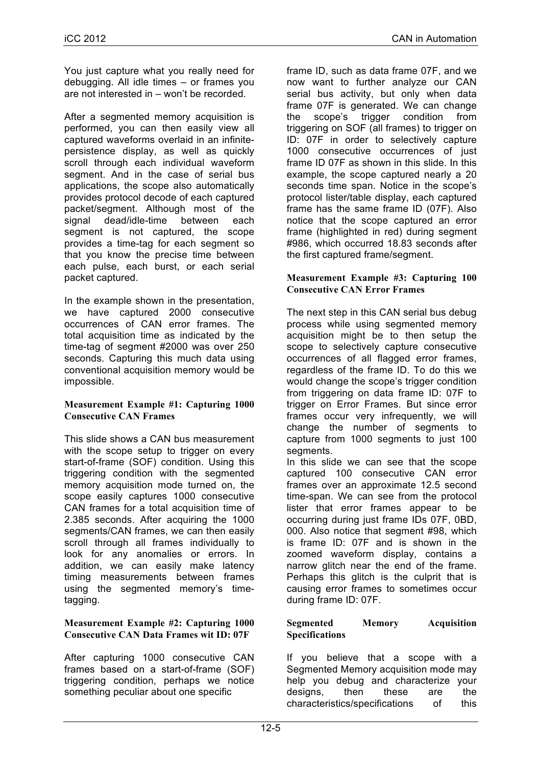You just capture what you really need for debugging. All idle times – or frames you are not interested in – won't be recorded.

After a segmented memory acquisition is performed, you can then easily view all captured waveforms overlaid in an infinite-persistence display, as well as quickly scroll through each individual waveform segment. And in the case of serial bus applications, the scope also automatically provides protocol decode of each captured packet/segment. Although most of the signal dead/idle-time between each segment is not captured, the scope provides a time-tag for each segment so that you know the precise time between each pulse, each burst, or each serial packet captured.

In the example shown in the presentation, we have captured 2000 consecutive occurrences of CAN error frames. The total acquisition time as indicated by the time-tag of segment #2000 was over 250 seconds. Capturing this much data using conventional acquisition memory would be impossible.

### Measurement Example #1: Capturing 1000 Consecutive CAN Frames

This slide shows a CAN bus measurement with the scope setup to trigger on every start-of-frame (SOF) condition. Using this triggering condition with the segmented memory acquisition mode turned on, the scope easily captures 1000 consecutive CAN frames for a total acquisition time of 2.385 seconds. After acquiring the 1000 segments/CAN frames, we can then easily scroll through all frames individually to look for any anomalies or errors. In addition, we can easily make latency timing measurements between frames using the segmented memory's time-tagging.

### Measurement Example #2: Capturing 1000 Consecutive CAN Data Frames wit ID: 07F

After capturing 1000 consecutive CAN frames based on a start-of-frame (SOF) triggering condition, perhaps we notice something peculiar about one specific frame ID, such as data frame 07F, and we now want to further analyze our CAN serial bus activity, but only when data frame 07F is generated. We can change the scope's trigger condition from triggering on SOF (all frames) to trigger on ID: 07F in order to selectively capture 1000 consecutive occurrences of just frame ID 07F as shown in this slide. In this example, the scope captured nearly a 20 seconds time span. Notice in the scope's protocol lister/table display, each captured frame has the same frame ID (07F). Also notice that the scope captured an error frame (highlighted in red) during segment #986, which occurred 18.83 seconds after the first captured frame/segment.

### Measurement Example #3: Capturing 100 Consecutive CAN Error Frames

The next step in this CAN serial bus debug process while using segmented memory acquisition might be to then setup the scope to selectively capture consecutive occurrences of all flagged error frames, regardless of the frame ID. To do this we would change the scope's trigger condition from triggering on data frame ID: 07F to trigger on Error Frames. But since error frames occur very infrequently, we will change the number of segments to capture from 1000 segments to just 100 segments.

In this slide we can see that the scope captured 100 consecutive CAN error frames over an approximate 12.5 second time-span. We can see from the protocol lister that error frames appear to be occurring during just frame IDs 07F, 0BD, 000. Also notice that segment #98, which is frame ID: 07F and is shown in the zoomed waveform display, contains a narrow glitch near the end of the frame. Perhaps this glitch is the culprit that is causing error frames to sometimes occur during frame ID: 07F.

### Segmented Memory Acquisition Specifications

If you believe that a scope with a Segmented Memory acquisition mode may help you debug and characterize your designs, then these are the characteristics/specifications of this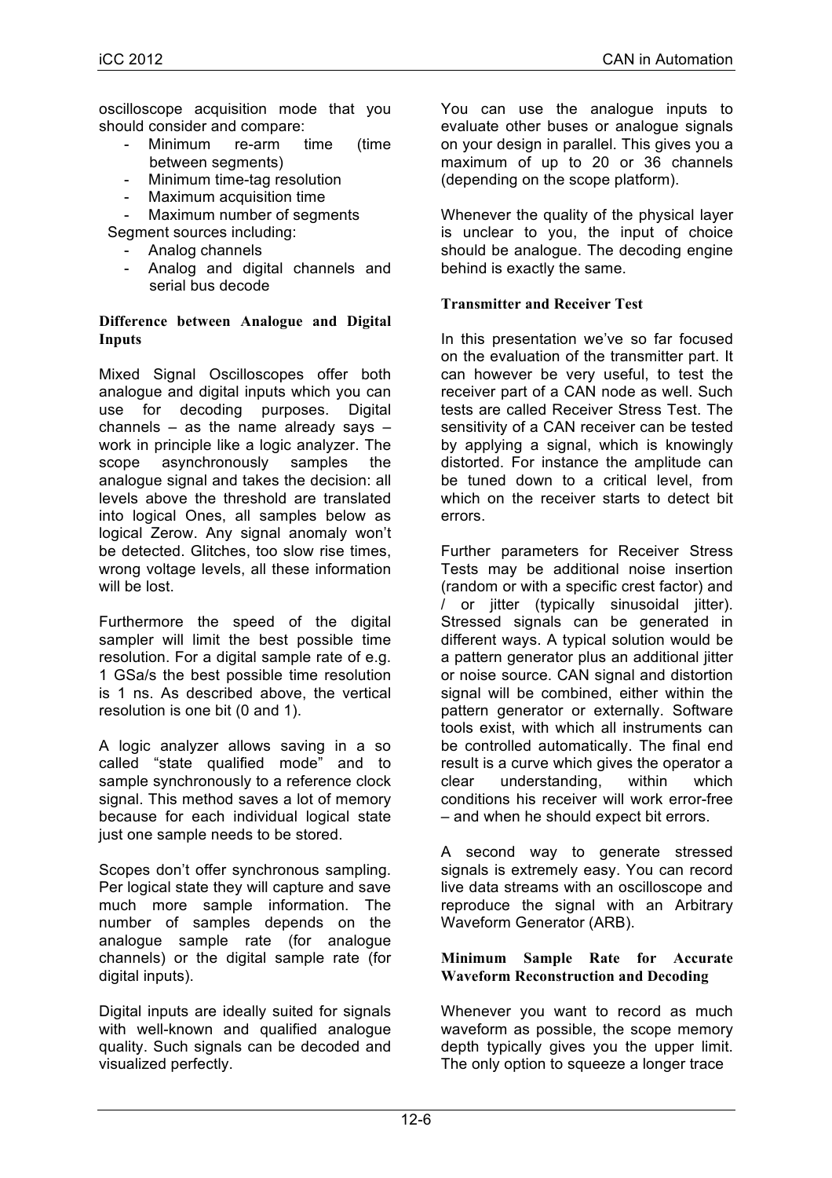oscilloscope acquisition mode that you should consider and compare:

- Minimum re-arm time (time between segments)
- Minimum time-tag resolution
- Maximum acquisition time
- Maximum number of segments

Segment sources including:

- Analog channels
- Analog and digital channels and serial bus decode

### Difference between Analogue and Digital Inputs

Mixed Signal Oscilloscopes offer both analogue and digital inputs which you can use for decoding purposes. Digital channels – as the name already says – work in principle like a logic analyzer. The scope asynchronously samples the analogue signal and takes the decision: all levels above the threshold are translated into logical Ones, all samples below as logical Zerow. Any signal anomaly won't be detected. Glitches, too slow rise times, wrong voltage levels, all these information will be lost.

Furthermore the speed of the digital sampler will limit the best possible time resolution. For a digital sample rate of e.g. 1 GSa/s the best possible time resolution is 1 ns. As described above, the vertical resolution is one bit (0 and 1).

A logic analyzer allows saving in a so called "state qualified mode" and to sample synchronously to a reference clock signal. This method saves a lot of memory because for each individual logical state just one sample needs to be stored.

Scopes don't offer synchronous sampling. Per logical state they will capture and save much more sample information. The number of samples depends on the analogue sample rate (for analogue channels) or the digital sample rate (for digital inputs).

Digital inputs are ideally suited for signals with well-known and qualified analogue quality. Such signals can be decoded and visualized perfectly.

You can use the analogue inputs to evaluate other buses or analogue signals on your design in parallel. This gives you a maximum of up to 20 or 36 channels (depending on the scope platform).

Whenever the quality of the physical layer is unclear to you, the input of choice should be analogue. The decoding engine behind is exactly the same.

### Transmitter and Receiver Test

In this presentation we've so far focused on the evaluation of the transmitter part. It can however be very useful, to test the receiver part of a CAN node as well. Such tests are called Receiver Stress Test. The sensitivity of a CAN receiver can be tested by applying a signal, which is knowingly distorted. For instance the amplitude can be tuned down to a critical level, from which on the receiver starts to detect bit errors.

Further parameters for Receiver Stress Tests may be additional noise insertion (random or with a specific crest factor) and / or jitter (typically sinusoidal jitter). Stressed signals can be generated in different ways. A typical solution would be a pattern generator plus an additional jitter or noise source. CAN signal and distortion signal will be combined, either within the pattern generator or externally. Software tools exist, with which all instruments can be controlled automatically. The final end result is a curve which gives the operator a clear understanding, within which conditions his receiver will work error-free – and when he should expect bit errors.

A second way to generate stressed signals is extremely easy. You can record live data streams with an oscilloscope and reproduce the signal with an Arbitrary Waveform Generator (ARB).

### Minimum Sample Rate for Accurate Waveform Reconstruction and Decoding

Whenever you want to record as much waveform as possible, the scope memory depth typically gives you the upper limit. The only option to squeeze a longer trace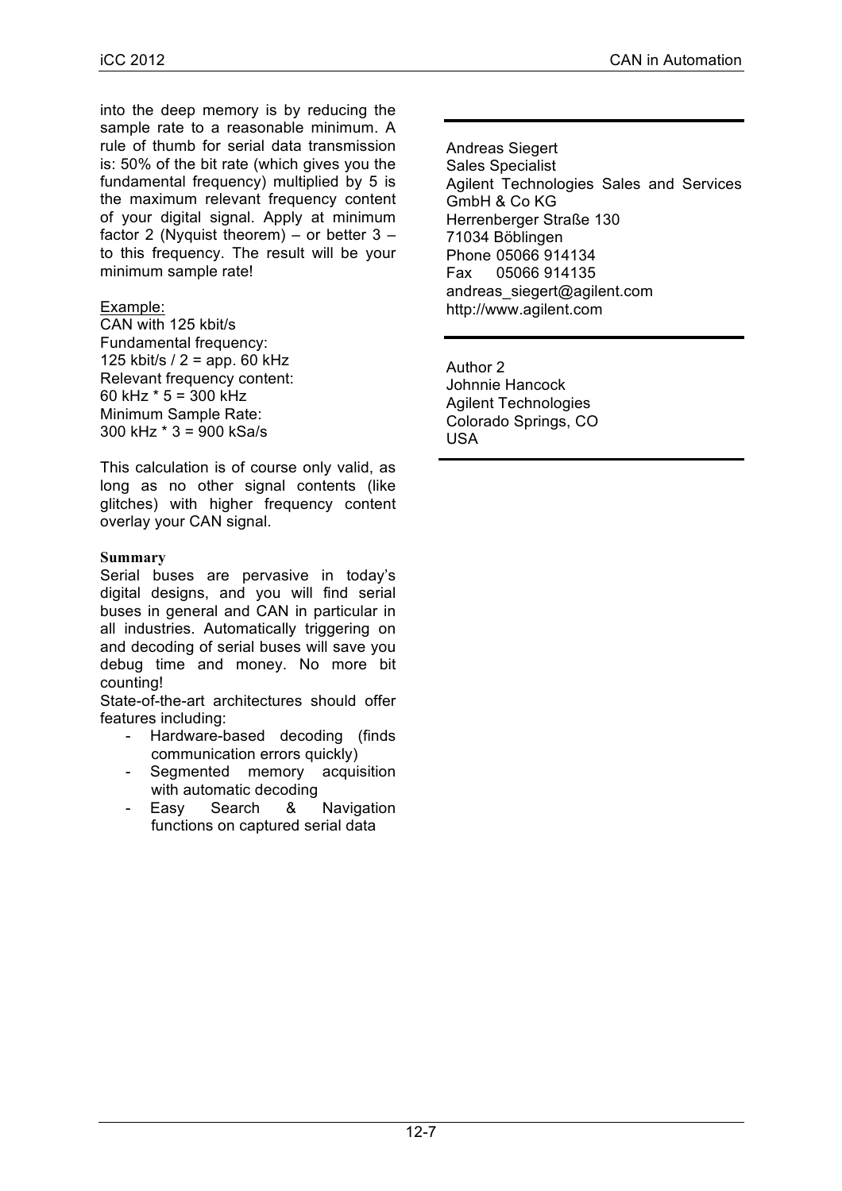into the deep memory is by reducing the sample rate to a reasonable minimum. A rule of thumb for serial data transmission is: 50% of the bit rate (which gives you the fundamental frequency) multiplied by 5 is the maximum relevant frequency content of your digital signal. Apply at minimum factor 2 (Nyquist theorem) – or better 3 – to this frequency. The result will be your minimum sample rate!

Example:
CAN with 125 kbit/s
Fundamental frequency:
125 kbit/s / 2 = app. 60 kHz
Relevant frequency content:
60 kHz * 5 = 300 kHz
Minimum Sample Rate:
300 kHz * 3 = 900 kSa/s

This calculation is of course only valid, as long as no other signal contents (like glitches) with higher frequency content overlay your CAN signal.

**Summary**

Serial buses are pervasive in today's digital designs, and you will find serial buses in general and CAN in particular in all industries. Automatically triggering on and decoding of serial buses will save you debug time and money. No more bit counting!

State-of-the-art architectures should offer features including:

- Hardware-based decoding (finds communication errors quickly)
- Segmented memory acquisition with automatic decoding
- Easy Search & Navigation functions on captured serial data

---

Andreas Siegert
Sales Specialist
Agilent Technologies Sales and Services GmbH & Co KG
Herrenberger Straße 130
71034 Böblingen
Phone 05066 914134
Fax 05066 914135
andreas_siegert@agilent.com
http://www.agilent.com

---

Author 2
Johnnie Hancock
Agilent Technologies
Colorado Springs, CO
USA

---